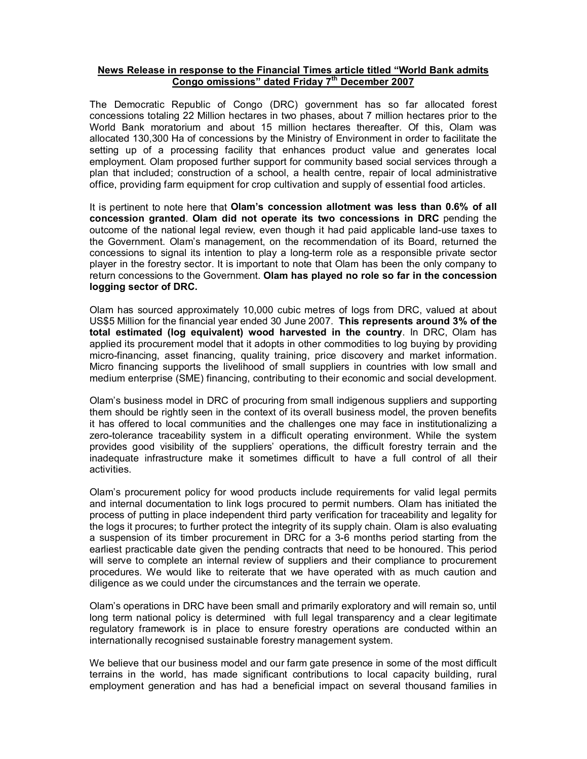**News Release in response to the Financial Times article titled "World Bank admits Congo omissions" dated Friday 7th December 2007**

The Democratic Republic of Congo (DRC) government has so far allocated forest concessions totaling 22 Million hectares in two phases, about 7 million hectares prior to the World Bank moratorium and about 15 million hectares thereafter. Of this, Olam was allocated 130,300 Ha of concessions by the Ministry of Environment in order to facilitate the setting up of a processing facility that enhances product value and generates local employment. Olam proposed further support for community based social services through a plan that included; construction of a school, a health centre, repair of local administrative office, providing farm equipment for crop cultivation and supply of essential food articles.

It is pertinent to note here that **Olam's concession allotment was less than 0.6% of all concession granted**. **Olam did not operate its two concessions in DRC** pending the outcome of the national legal review, even though it had paid applicable land-use taxes to the Government. Olam's management, on the recommendation of its Board, returned the concessions to signal its intention to play a long-term role as a responsible private sector player in the forestry sector. It is important to note that Olam has been the only company to return concessions to the Government. **Olam has played no role so far in the concession logging sector of DRC.**

Olam has sourced approximately 10,000 cubic metres of logs from DRC, valued at about US$5 Million for the financial year ended 30 June 2007. **This represents around 3% of the total estimated (log equivalent) wood harvested in the country**. In DRC, Olam has applied its procurement model that it adopts in other commodities to log buying by providing micro-financing, asset financing, quality training, price discovery and market information. Micro financing supports the livelihood of small suppliers in countries with low small and medium enterprise (SME) financing, contributing to their economic and social development.

Olam's business model in DRC of procuring from small indigenous suppliers and supporting them should be rightly seen in the context of its overall business model, the proven benefits it has offered to local communities and the challenges one may face in institutionalizing a zero-tolerance traceability system in a difficult operating environment. While the system provides good visibility of the suppliers' operations, the difficult forestry terrain and the inadequate infrastructure make it sometimes difficult to have a full control of all their activities.

Olam's procurement policy for wood products include requirements for valid legal permits and internal documentation to link logs procured to permit numbers. Olam has initiated the process of putting in place independent third party verification for traceability and legality for the logs it procures; to further protect the integrity of its supply chain. Olam is also evaluating a suspension of its timber procurement in DRC for a 3-6 months period starting from the earliest practicable date given the pending contracts that need to be honoured. This period will serve to complete an internal review of suppliers and their compliance to procurement procedures. We would like to reiterate that we have operated with as much caution and diligence as we could under the circumstances and the terrain we operate.

Olam's operations in DRC have been small and primarily exploratory and will remain so, until long term national policy is determined with full legal transparency and a clear legitimate regulatory framework is in place to ensure forestry operations are conducted within an internationally recognised sustainable forestry management system.

We believe that our business model and our farm gate presence in some of the most difficult terrains in the world, has made significant contributions to local capacity building, rural employment generation and has had a beneficial impact on several thousand families in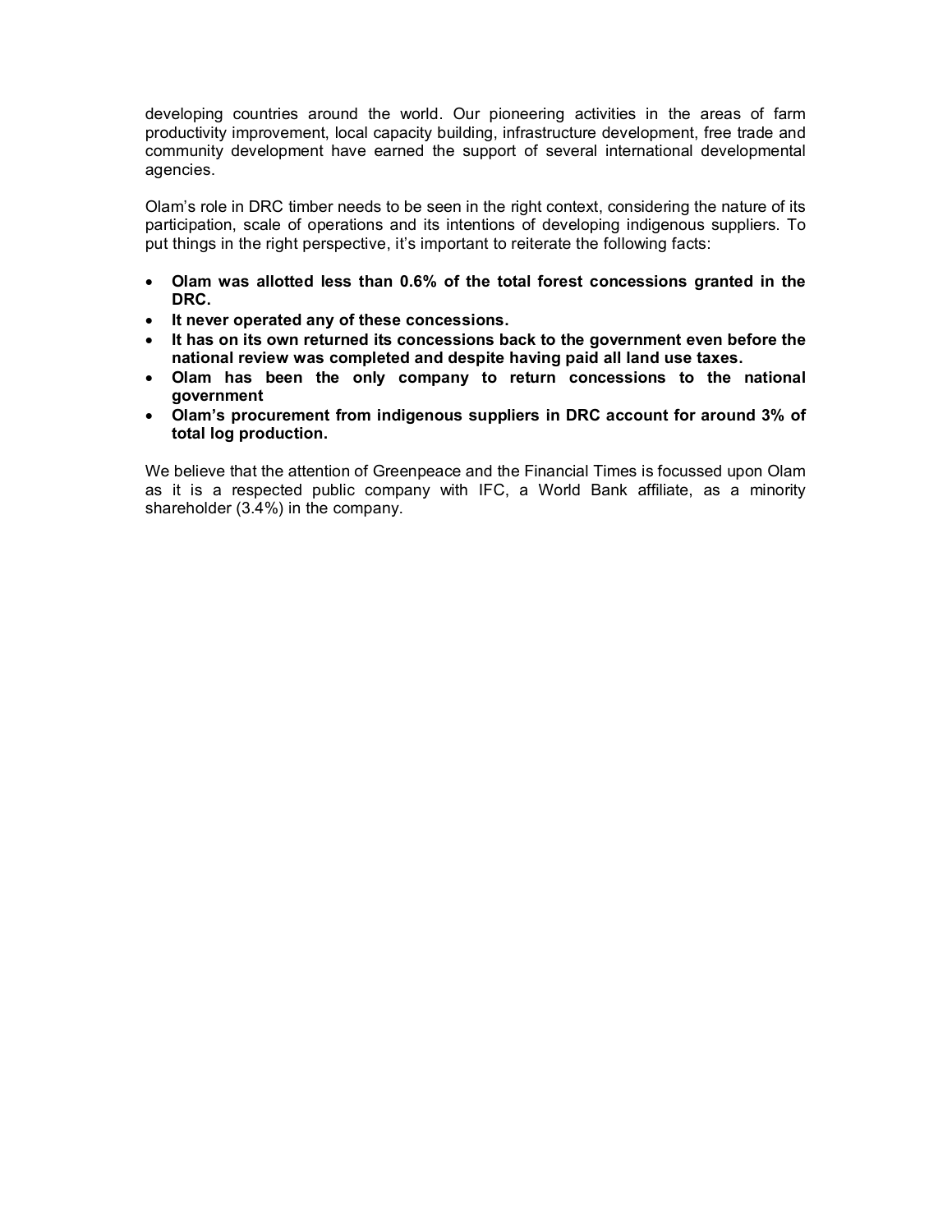developing countries around the world. Our pioneering activities in the areas of farm productivity improvement, local capacity building, infrastructure development, free trade and community development have earned the support of several international developmental agencies.

Olam's role in DRC timber needs to be seen in the right context, considering the nature of its participation, scale of operations and its intentions of developing indigenous suppliers. To put things in the right perspective, it's important to reiterate the following facts:

- **Olam was allotted less than 0.6% of the total forest concessions granted in the DRC.**
- **It never operated any of these concessions.**
- **It has on its own returned its concessions back to the government even before the national review was completed and despite having paid all land use taxes.**
- **Olam has been the only company to return concessions to the national government**
- **Olam's procurement from indigenous suppliers in DRC account for around 3% of total log production.**

We believe that the attention of Greenpeace and the Financial Times is focussed upon Olam as it is a respected public company with IFC, a World Bank affiliate, as a minority shareholder (3.4%) in the company.